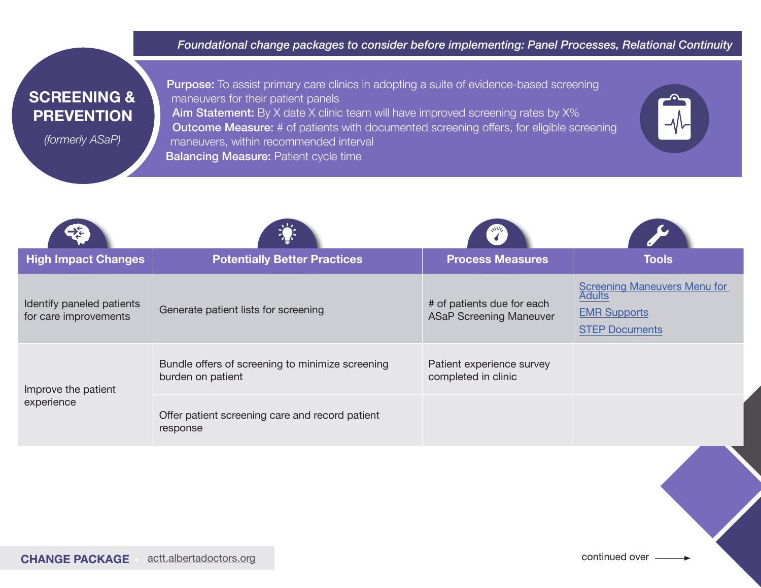*Foundational change packages to consider before implementing: Panel Processes, Relational Continuity*

# SCREENING & PREVENTION

*(formerly ASaP)*

**Purpose:** To assist primary care clinics in adopting a suite of evidence-based screening maneuvers for their patient panels

**Aim Statement:** By X date X clinic team will have improved screening rates by X%

**Outcome Measure:** # of patients with documented screening offers, for eligible screening maneuvers, within recommended interval

**Balancing Measure:** Patient cycle time

| High Impact Changes | Potentially Better Practices | Process Measures | Tools |
|---|---|---|---|
| Identify paneled patients for care improvements | Generate patient lists for screening | # of patients due for each ASaP Screening Maneuver | Screening Maneuvers Menu for Adults<br>EMR Supports<br>STEP Documents |
| Improve the patient experience | Bundle offers of screening to minimize screening burden on patient | Patient experience survey completed in clinic | |
| | Offer patient screening care and record patient response | | |

**CHANGE PACKAGE** • actt.albertadoctors.org

continued over →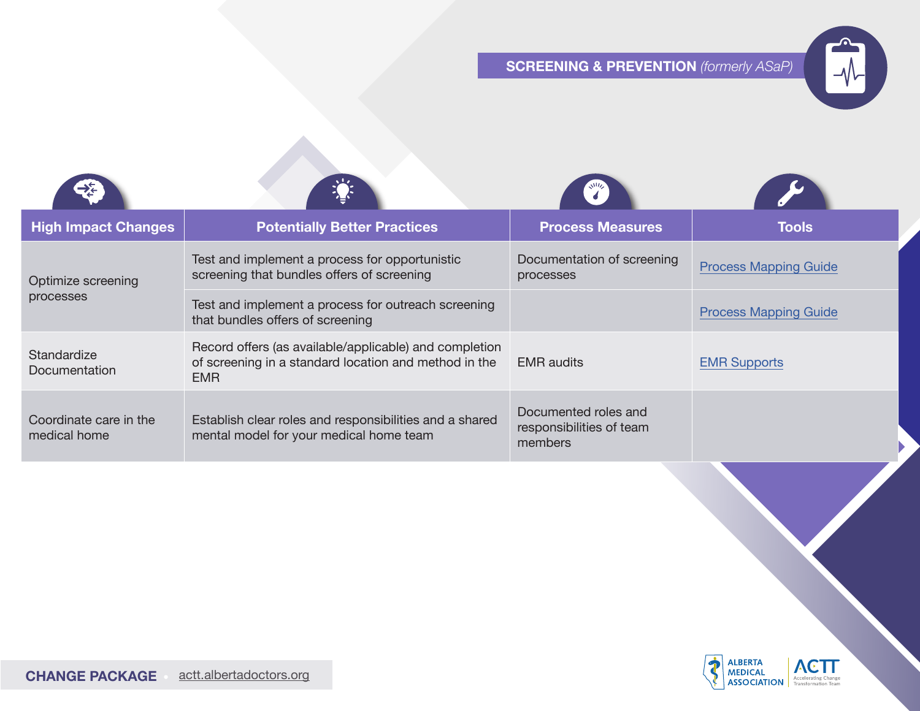## SCREENING & PREVENTION *(formerly ASaP)*

| High Impact Changes | Potentially Better Practices | Process Measures | Tools |
|---|---|---|---|
| Optimize screening processes | Test and implement a process for opportunistic screening that bundles offers of screening | Documentation of screening processes | Process Mapping Guide |
| | Test and implement a process for outreach screening that bundles offers of screening | | Process Mapping Guide |
| Standardize Documentation | Record offers (as available/applicable) and completion of screening in a standard location and method in the EMR | EMR audits | EMR Supports |
| Coordinate care in the medical home | Establish clear roles and responsibilities and a shared mental model for your medical home team | Documented roles and responsibilities of team members | |

**CHANGE PACKAGE** • actt.albertadoctors.org

ALBERTA MEDICAL ASSOCIATION | ACTT Accelerating Change Transformation Team